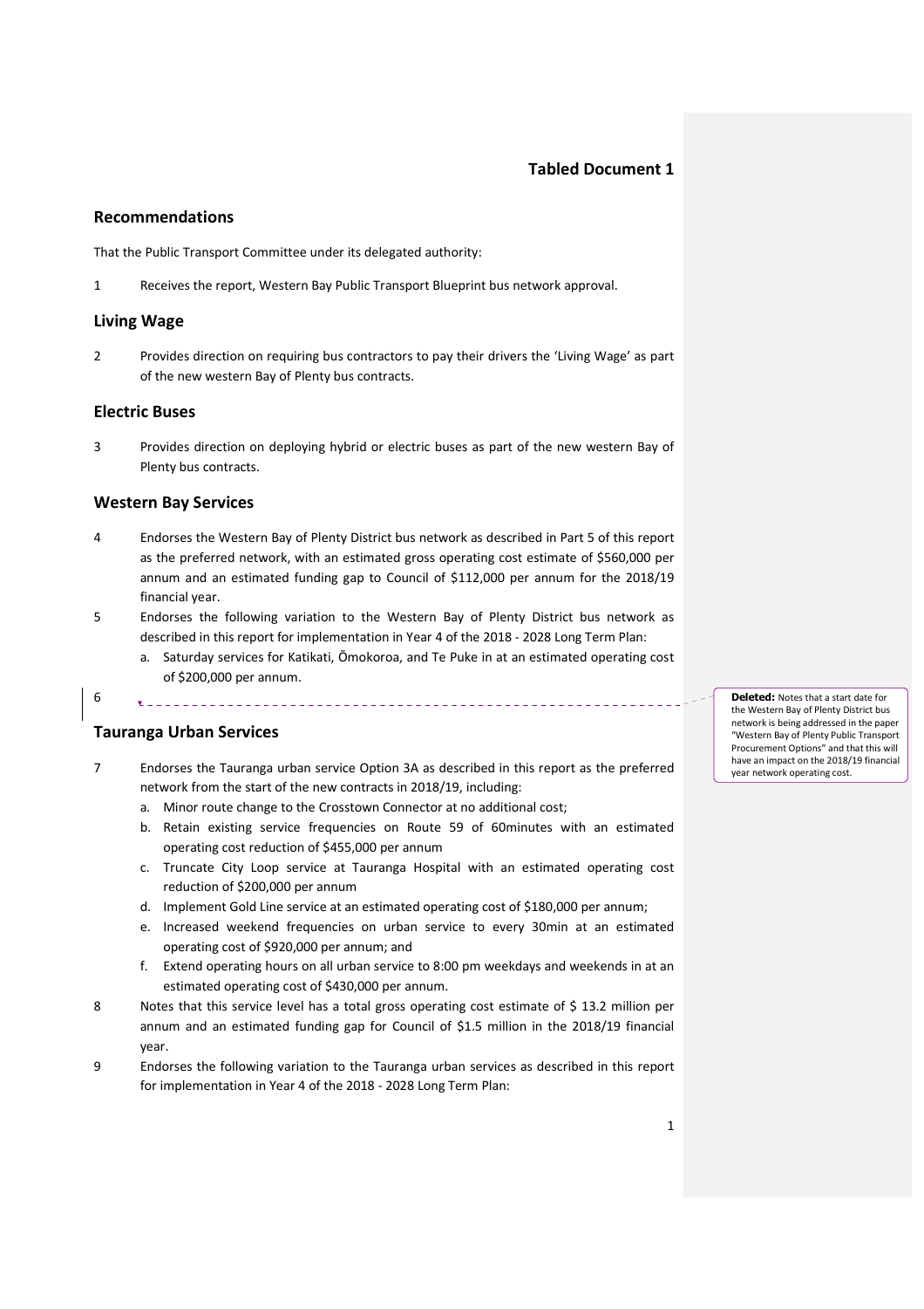**Tabled Document 1**

## Recommendations

That the Public Transport Committee under its delegated authority:

1. Receives the report, Western Bay Public Transport Blueprint bus network approval.

## Living Wage

2. Provides direction on requiring bus contractors to pay their drivers the 'Living Wage' as part of the new western Bay of Plenty bus contracts.

## Electric Buses

3. Provides direction on deploying hybrid or electric buses as part of the new western Bay of Plenty bus contracts.

## Western Bay Services

4. Endorses the Western Bay of Plenty District bus network as described in Part 5 of this report as the preferred network, with an estimated gross operating cost estimate of $560,000 per annum and an estimated funding gap to Council of $112,000 per annum for the 2018/19 financial year.
5. Endorses the following variation to the Western Bay of Plenty District bus network as described in this report for implementation in Year 4 of the 2018 - 2028 Long Term Plan:
   a. Saturday services for Katikati, Ōmokoroa, and Te Puke in at an estimated operating cost of $200,000 per annum.
6. 

**Deleted:** Notes that a start date for the Western Bay of Plenty District bus network is being addressed in the paper "Western Bay of Plenty Public Transport Procurement Options" and that this will have an impact on the 2018/19 financial year network operating cost.

## Tauranga Urban Services

7. Endorses the Tauranga urban service Option 3A as described in this report as the preferred network from the start of the new contracts in 2018/19, including:
   a. Minor route change to the Crosstown Connector at no additional cost;
   b. Retain existing service frequencies on Route 59 of 60minutes with an estimated operating cost reduction of $455,000 per annum
   c. Truncate City Loop service at Tauranga Hospital with an estimated operating cost reduction of $200,000 per annum
   d. Implement Gold Line service at an estimated operating cost of $180,000 per annum;
   e. Increased weekend frequencies on urban service to every 30min at an estimated operating cost of $920,000 per annum; and
   f. Extend operating hours on all urban service to 8:00 pm weekdays and weekends in at an estimated operating cost of $430,000 per annum.
8. Notes that this service level has a total gross operating cost estimate of $ 13.2 million per annum and an estimated funding gap for Council of $1.5 million in the 2018/19 financial year.
9. Endorses the following variation to the Tauranga urban services as described in this report for implementation in Year 4 of the 2018 - 2028 Long Term Plan: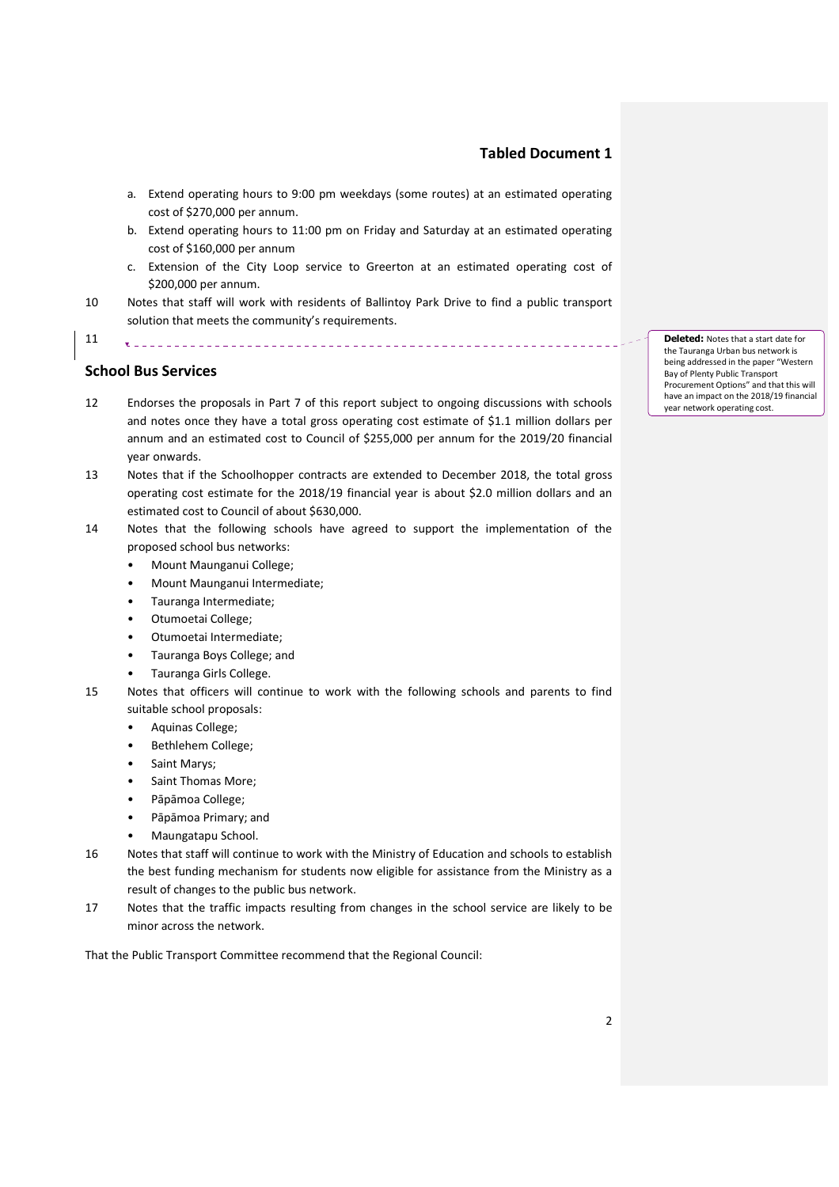a. Extend operating hours to 9:00 pm weekdays (some routes) at an estimated operating cost of $270,000 per annum.
b. Extend operating hours to 11:00 pm on Friday and Saturday at an estimated operating cost of $160,000 per annum
c. Extension of the City Loop service to Greerton at an estimated operating cost of $200,000 per annum.

10 Notes that staff will work with residents of Ballintoy Park Drive to find a public transport solution that meets the community's requirements.

11

**Deleted:** Notes that a start date for the Tauranga Urban bus network is being addressed in the paper "Western Bay of Plenty Public Transport Procurement Options" and that this will have an impact on the 2018/19 financial year network operating cost.

## School Bus Services

12 Endorses the proposals in Part 7 of this report subject to ongoing discussions with schools and notes once they have a total gross operating cost estimate of $1.1 million dollars per annum and an estimated cost to Council of $255,000 per annum for the 2019/20 financial year onwards.

13 Notes that if the Schoolhopper contracts are extended to December 2018, the total gross operating cost estimate for the 2018/19 financial year is about $2.0 million dollars and an estimated cost to Council of about $630,000.

14 Notes that the following schools have agreed to support the implementation of the proposed school bus networks:

- Mount Maunganui College;
- Mount Maunganui Intermediate;
- Tauranga Intermediate;
- Otumoetai College;
- Otumoetai Intermediate;
- Tauranga Boys College; and
- Tauranga Girls College.

15 Notes that officers will continue to work with the following schools and parents to find suitable school proposals:

- Aquinas College;
- Bethlehem College;
- Saint Marys;
- Saint Thomas More;
- Pāpāmoa College;
- Pāpāmoa Primary; and
- Maungatapu School.

16 Notes that staff will continue to work with the Ministry of Education and schools to establish the best funding mechanism for students now eligible for assistance from the Ministry as a result of changes to the public bus network.

17 Notes that the traffic impacts resulting from changes in the school service are likely to be minor across the network.

That the Public Transport Committee recommend that the Regional Council: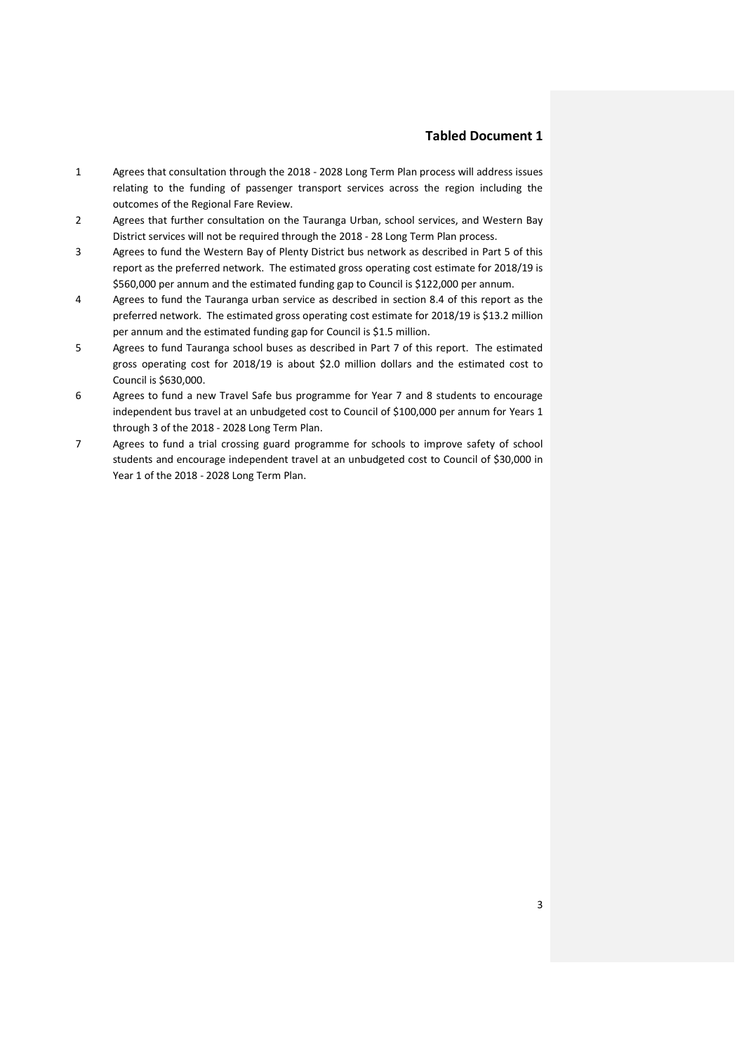**Tabled Document 1**

1. Agrees that consultation through the 2018 - 2028 Long Term Plan process will address issues relating to the funding of passenger transport services across the region including the outcomes of the Regional Fare Review.
2. Agrees that further consultation on the Tauranga Urban, school services, and Western Bay District services will not be required through the 2018 - 28 Long Term Plan process.
3. Agrees to fund the Western Bay of Plenty District bus network as described in Part 5 of this report as the preferred network. The estimated gross operating cost estimate for 2018/19 is $560,000 per annum and the estimated funding gap to Council is $122,000 per annum.
4. Agrees to fund the Tauranga urban service as described in section 8.4 of this report as the preferred network. The estimated gross operating cost estimate for 2018/19 is $13.2 million per annum and the estimated funding gap for Council is $1.5 million.
5. Agrees to fund Tauranga school buses as described in Part 7 of this report. The estimated gross operating cost for 2018/19 is about $2.0 million dollars and the estimated cost to Council is $630,000.
6. Agrees to fund a new Travel Safe bus programme for Year 7 and 8 students to encourage independent bus travel at an unbudgeted cost to Council of $100,000 per annum for Years 1 through 3 of the 2018 - 2028 Long Term Plan.
7. Agrees to fund a trial crossing guard programme for schools to improve safety of school students and encourage independent travel at an unbudgeted cost to Council of $30,000 in Year 1 of the 2018 - 2028 Long Term Plan.